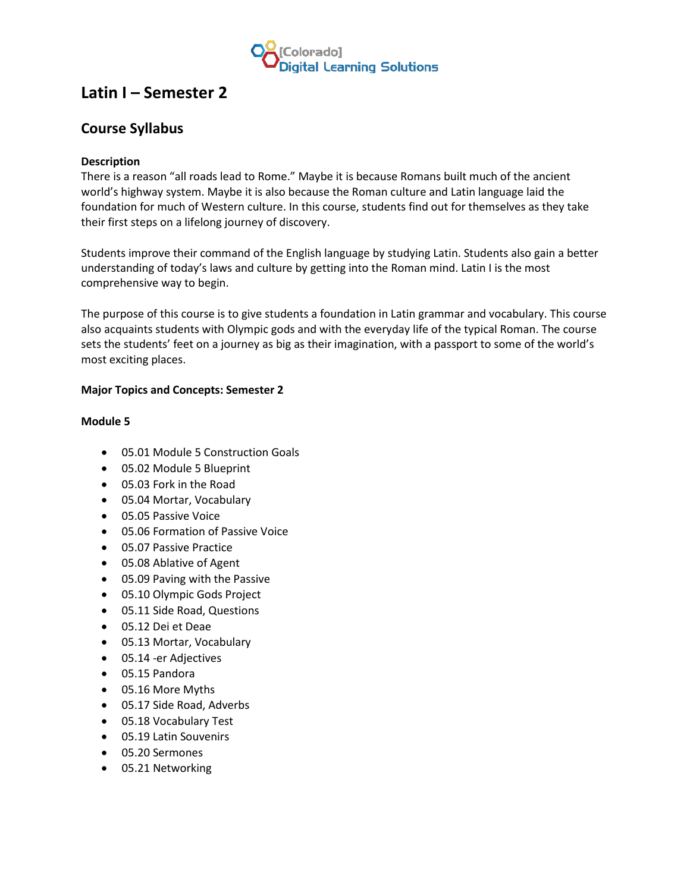[Colorado] Digital Learning Solutions

# Latin I – Semester 2

## Course Syllabus

**Description**

There is a reason "all roads lead to Rome." Maybe it is because Romans built much of the ancient world's highway system. Maybe it is also because the Roman culture and Latin language laid the foundation for much of Western culture. In this course, students find out for themselves as they take their first steps on a lifelong journey of discovery.

Students improve their command of the English language by studying Latin. Students also gain a better understanding of today's laws and culture by getting into the Roman mind. Latin I is the most comprehensive way to begin.

The purpose of this course is to give students a foundation in Latin grammar and vocabulary. This course also acquaints students with Olympic gods and with the everyday life of the typical Roman. The course sets the students' feet on a journey as big as their imagination, with a passport to some of the world's most exciting places.

**Major Topics and Concepts: Semester 2**

**Module 5**

- 05.01 Module 5 Construction Goals
- 05.02 Module 5 Blueprint
- 05.03 Fork in the Road
- 05.04 Mortar, Vocabulary
- 05.05 Passive Voice
- 05.06 Formation of Passive Voice
- 05.07 Passive Practice
- 05.08 Ablative of Agent
- 05.09 Paving with the Passive
- 05.10 Olympic Gods Project
- 05.11 Side Road, Questions
- 05.12 Dei et Deae
- 05.13 Mortar, Vocabulary
- 05.14 -er Adjectives
- 05.15 Pandora
- 05.16 More Myths
- 05.17 Side Road, Adverbs
- 05.18 Vocabulary Test
- 05.19 Latin Souvenirs
- 05.20 Sermones
- 05.21 Networking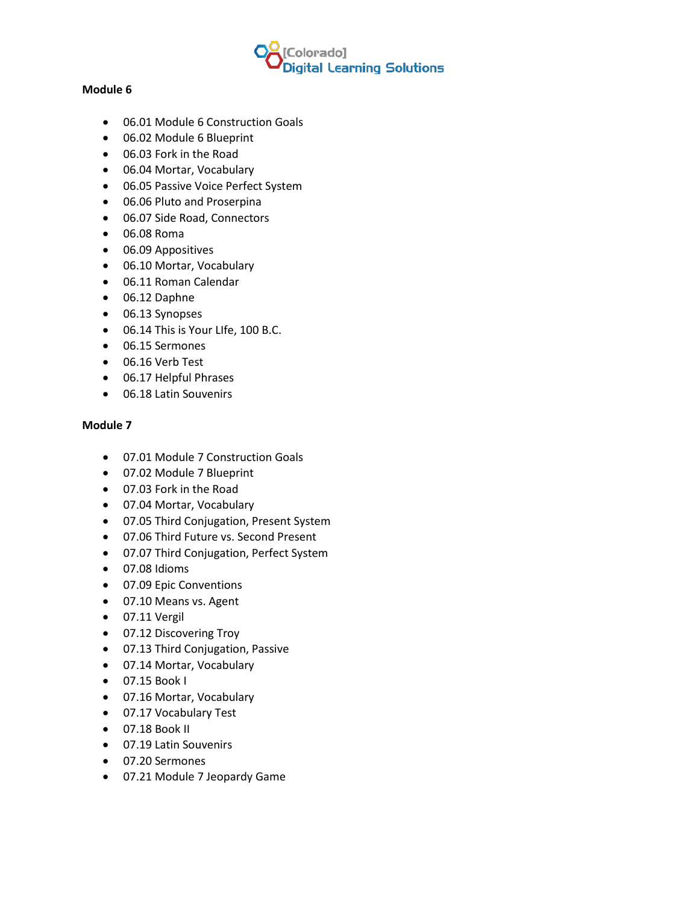**Module 6**

- 06.01 Module 6 Construction Goals
- 06.02 Module 6 Blueprint
- 06.03 Fork in the Road
- 06.04 Mortar, Vocabulary
- 06.05 Passive Voice Perfect System
- 06.06 Pluto and Proserpina
- 06.07 Side Road, Connectors
- 06.08 Roma
- 06.09 Appositives
- 06.10 Mortar, Vocabulary
- 06.11 Roman Calendar
- 06.12 Daphne
- 06.13 Synopses
- 06.14 This is Your LIfe, 100 B.C.
- 06.15 Sermones
- 06.16 Verb Test
- 06.17 Helpful Phrases
- 06.18 Latin Souvenirs

**Module 7**

- 07.01 Module 7 Construction Goals
- 07.02 Module 7 Blueprint
- 07.03 Fork in the Road
- 07.04 Mortar, Vocabulary
- 07.05 Third Conjugation, Present System
- 07.06 Third Future vs. Second Present
- 07.07 Third Conjugation, Perfect System
- 07.08 Idioms
- 07.09 Epic Conventions
- 07.10 Means vs. Agent
- 07.11 Vergil
- 07.12 Discovering Troy
- 07.13 Third Conjugation, Passive
- 07.14 Mortar, Vocabulary
- 07.15 Book I
- 07.16 Mortar, Vocabulary
- 07.17 Vocabulary Test
- 07.18 Book II
- 07.19 Latin Souvenirs
- 07.20 Sermones
- 07.21 Module 7 Jeopardy Game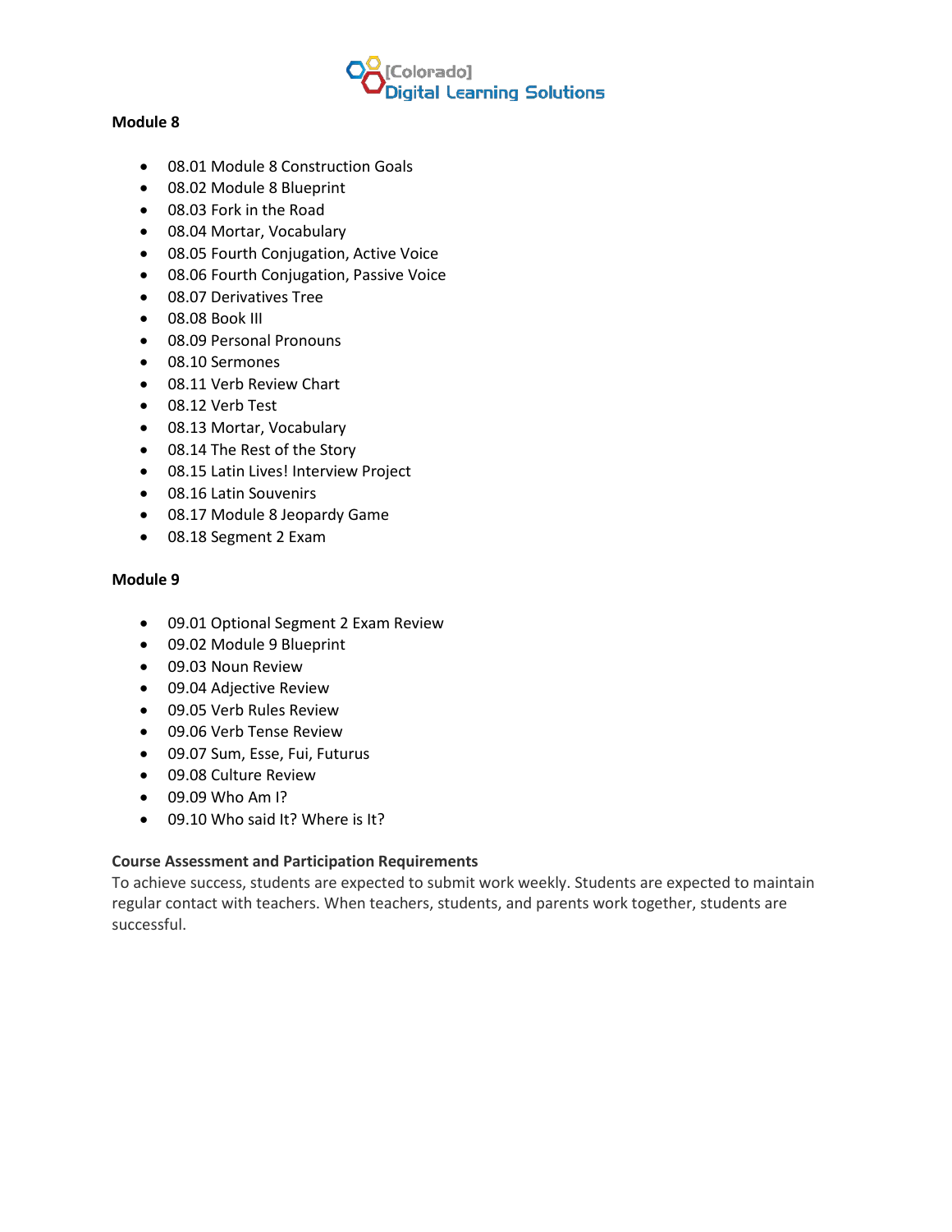**Module 8**

- 08.01 Module 8 Construction Goals
- 08.02 Module 8 Blueprint
- 08.03 Fork in the Road
- 08.04 Mortar, Vocabulary
- 08.05 Fourth Conjugation, Active Voice
- 08.06 Fourth Conjugation, Passive Voice
- 08.07 Derivatives Tree
- 08.08 Book III
- 08.09 Personal Pronouns
- 08.10 Sermones
- 08.11 Verb Review Chart
- 08.12 Verb Test
- 08.13 Mortar, Vocabulary
- 08.14 The Rest of the Story
- 08.15 Latin Lives! Interview Project
- 08.16 Latin Souvenirs
- 08.17 Module 8 Jeopardy Game
- 08.18 Segment 2 Exam

**Module 9**

- 09.01 Optional Segment 2 Exam Review
- 09.02 Module 9 Blueprint
- 09.03 Noun Review
- 09.04 Adjective Review
- 09.05 Verb Rules Review
- 09.06 Verb Tense Review
- 09.07 Sum, Esse, Fui, Futurus
- 09.08 Culture Review
- 09.09 Who Am I?
- 09.10 Who said It? Where is It?

**Course Assessment and Participation Requirements**

To achieve success, students are expected to submit work weekly. Students are expected to maintain regular contact with teachers. When teachers, students, and parents work together, students are successful.